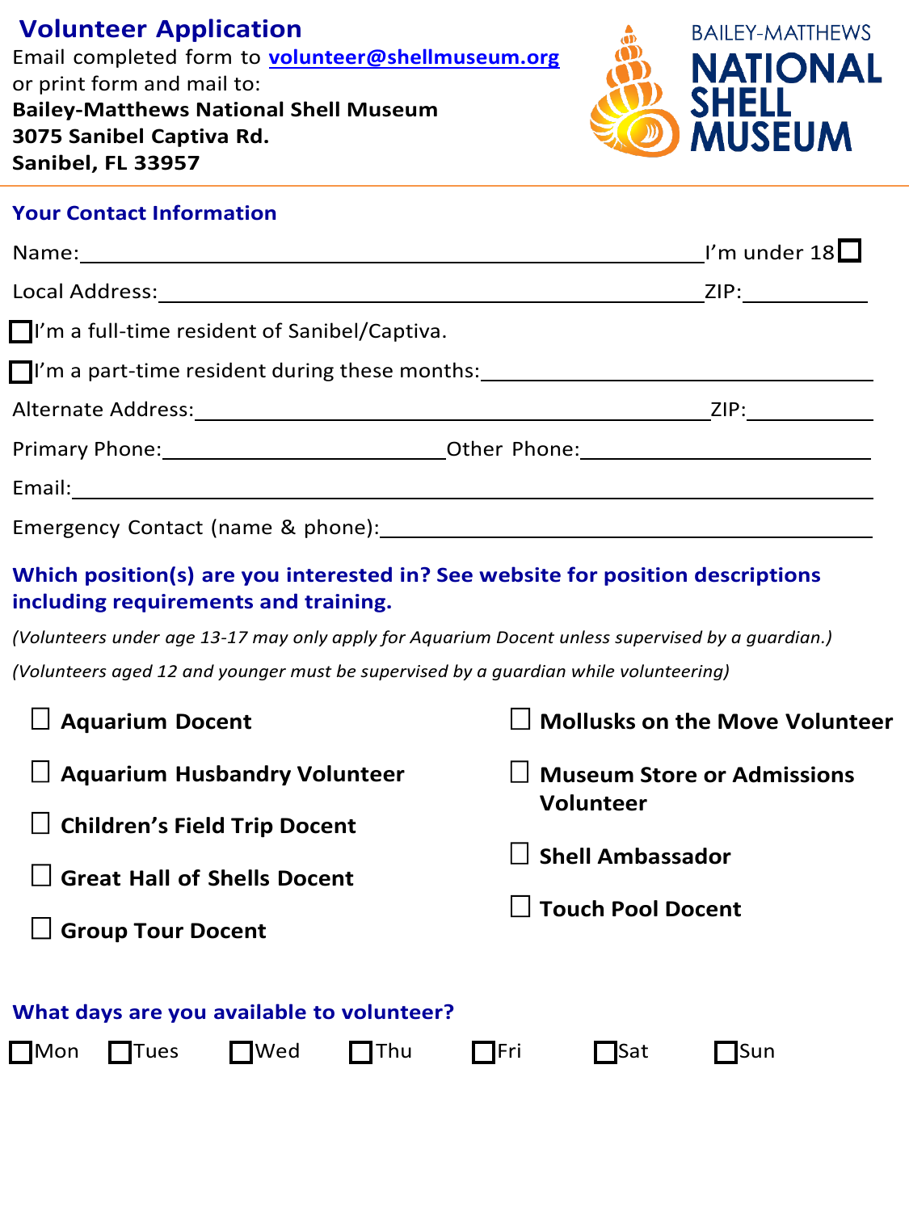# Volunteer Application

Email completed form to **volunteer@shellmuseum.org**
or print form and mail to:
**Bailey-Matthews National Shell Museum**
**3075 Sanibel Captiva Rd.**
**Sanibel, FL 33957**

BAILEY-MATTHEWS **NATIONAL SHELL MUSEUM**

## Your Contact Information

Name:\_\_\_\_\_\_\_\_\_\_\_\_\_\_\_\_\_\_\_\_\_\_\_\_\_\_\_\_\_\_\_\_\_\_\_\_\_\_\_\_ I'm under 18 ☐

Local Address:\_\_\_\_\_\_\_\_\_\_\_\_\_\_\_\_\_\_\_\_\_\_\_\_\_\_\_\_\_\_\_\_\_\_ ZIP:\_\_\_\_\_\_\_\_\_\_

☐ I'm a full-time resident of Sanibel/Captiva.

☐ I'm a part-time resident during these months:\_\_\_\_\_\_\_\_\_\_\_\_\_\_\_\_\_\_\_\_\_\_\_\_

Alternate Address:\_\_\_\_\_\_\_\_\_\_\_\_\_\_\_\_\_\_\_\_\_\_\_\_\_\_\_\_\_\_\_\_ ZIP:\_\_\_\_\_\_\_\_\_\_

Primary Phone:\_\_\_\_\_\_\_\_\_\_\_\_\_\_\_\_\_\_\_\_ Other Phone:\_\_\_\_\_\_\_\_\_\_\_\_\_\_\_\_\_\_\_\_

Email:\_\_\_\_\_\_\_\_\_\_\_\_\_\_\_\_\_\_\_\_\_\_\_\_\_\_\_\_\_\_\_\_\_\_\_\_\_\_\_\_\_\_\_\_\_\_\_\_\_\_\_\_\_\_\_\_

Emergency Contact (name & phone):\_\_\_\_\_\_\_\_\_\_\_\_\_\_\_\_\_\_\_\_\_\_\_\_\_\_\_\_\_\_\_\_\_\_

## Which position(s) are you interested in? See website for position descriptions including requirements and training.

*(Volunteers under age 13-17 may only apply for Aquarium Docent unless supervised by a guardian.)*

*(Volunteers aged 12 and younger must be supervised by a guardian while volunteering)*

- ☐ **Aquarium Docent**
- ☐ **Aquarium Husbandry Volunteer**
- ☐ **Children's Field Trip Docent**
- ☐ **Great Hall of Shells Docent**
- ☐ **Group Tour Docent**
- ☐ **Mollusks on the Move Volunteer**
- ☐ **Museum Store or Admissions Volunteer**
- ☐ **Shell Ambassador**
- ☐ **Touch Pool Docent**

## What days are you available to volunteer?

☐ Mon ☐ Tues ☐ Wed ☐ Thu ☐ Fri ☐ Sat ☐ Sun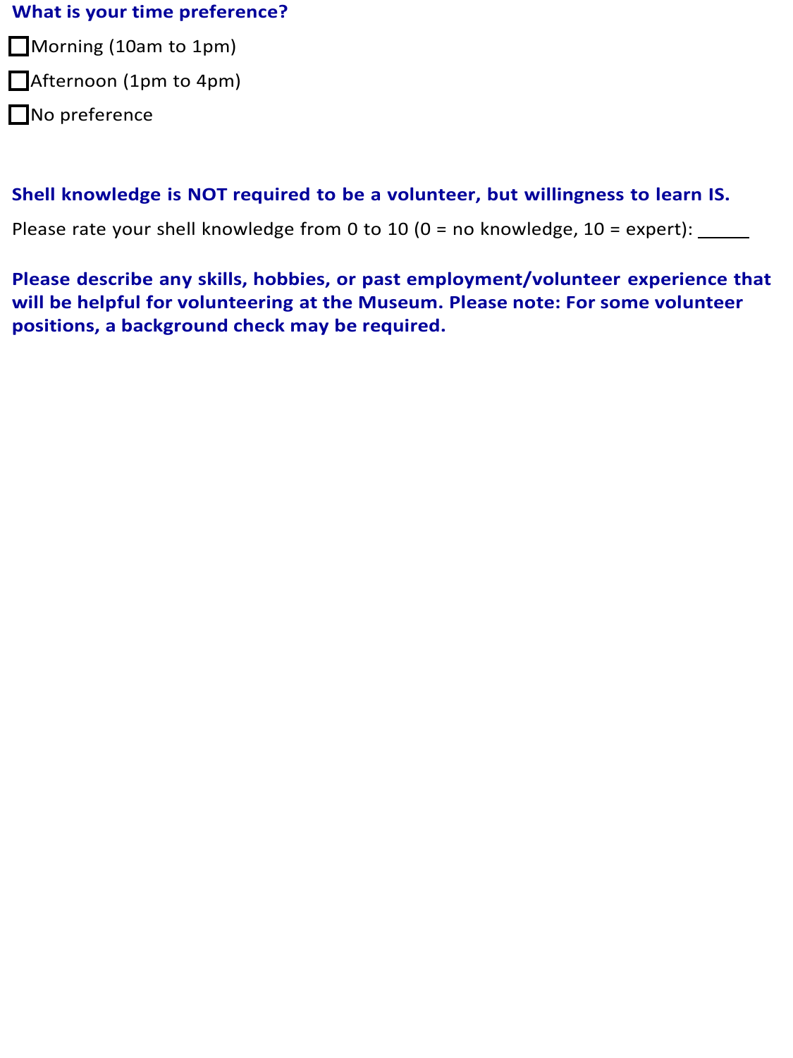**What is your time preference?**

- ☐ Morning (10am to 1pm)
- ☐ Afternoon (1pm to 4pm)
- ☐ No preference

**Shell knowledge is NOT required to be a volunteer, but willingness to learn IS.**

Please rate your shell knowledge from 0 to 10 (0 = no knowledge, 10 = expert): _____

**Please describe any skills, hobbies, or past employment/volunteer experience that will be helpful for volunteering at the Museum. Please note: For some volunteer positions, a background check may be required.**